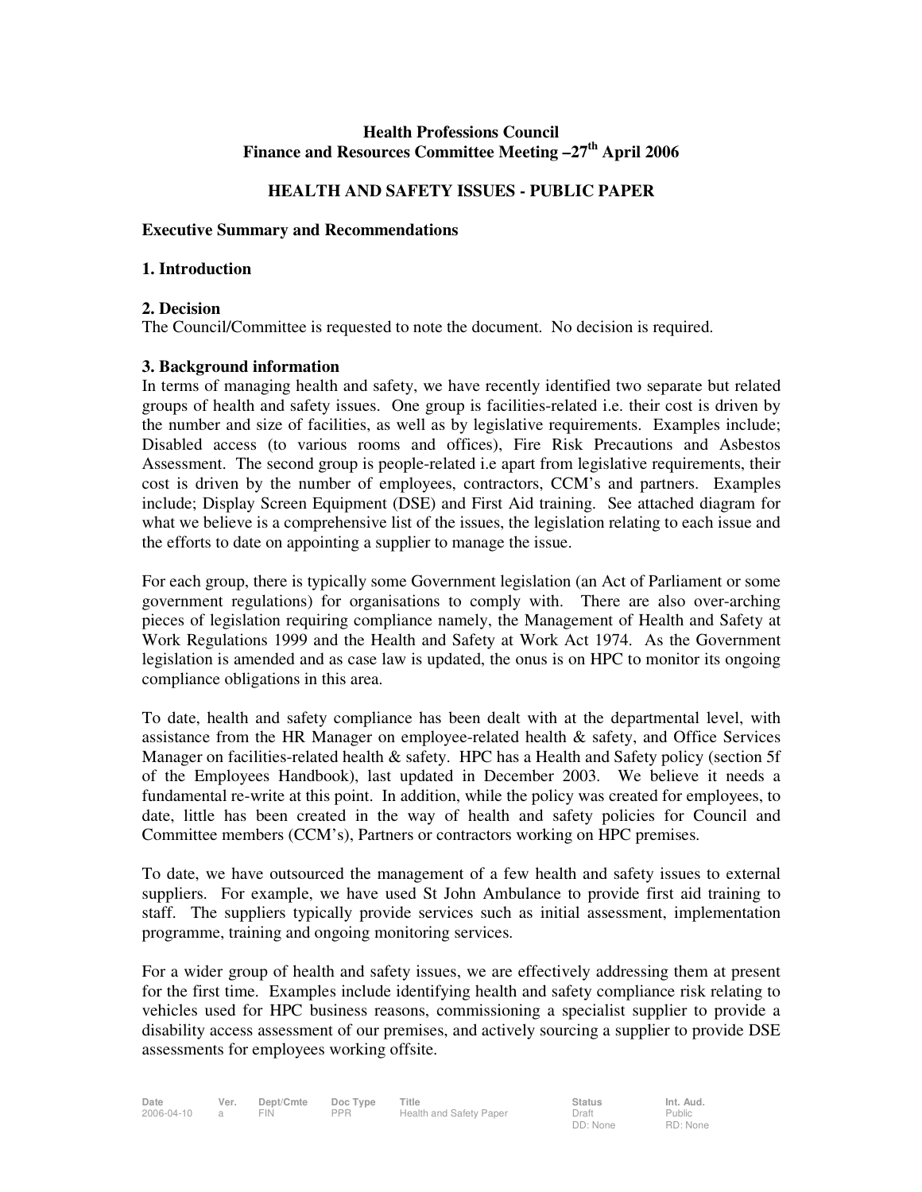**Health Professions Council**
**Finance and Resources Committee Meeting –27th April 2006**

**HEALTH AND SAFETY ISSUES - PUBLIC PAPER**

**Executive Summary and Recommendations**

**1. Introduction**

**2. Decision**

The Council/Committee is requested to note the document. No decision is required.

**3. Background information**

In terms of managing health and safety, we have recently identified two separate but related groups of health and safety issues. One group is facilities-related i.e. their cost is driven by the number and size of facilities, as well as by legislative requirements. Examples include; Disabled access (to various rooms and offices), Fire Risk Precautions and Asbestos Assessment. The second group is people-related i.e apart from legislative requirements, their cost is driven by the number of employees, contractors, CCM's and partners. Examples include; Display Screen Equipment (DSE) and First Aid training. See attached diagram for what we believe is a comprehensive list of the issues, the legislation relating to each issue and the efforts to date on appointing a supplier to manage the issue.

For each group, there is typically some Government legislation (an Act of Parliament or some government regulations) for organisations to comply with. There are also over-arching pieces of legislation requiring compliance namely, the Management of Health and Safety at Work Regulations 1999 and the Health and Safety at Work Act 1974. As the Government legislation is amended and as case law is updated, the onus is on HPC to monitor its ongoing compliance obligations in this area.

To date, health and safety compliance has been dealt with at the departmental level, with assistance from the HR Manager on employee-related health & safety, and Office Services Manager on facilities-related health & safety. HPC has a Health and Safety policy (section 5f of the Employees Handbook), last updated in December 2003. We believe it needs a fundamental re-write at this point. In addition, while the policy was created for employees, to date, little has been created in the way of health and safety policies for Council and Committee members (CCM's), Partners or contractors working on HPC premises.

To date, we have outsourced the management of a few health and safety issues to external suppliers. For example, we have used St John Ambulance to provide first aid training to staff. The suppliers typically provide services such as initial assessment, implementation programme, training and ongoing monitoring services.

For a wider group of health and safety issues, we are effectively addressing them at present for the first time. Examples include identifying health and safety compliance risk relating to vehicles used for HPC business reasons, commissioning a specialist supplier to provide a disability access assessment of our premises, and actively sourcing a supplier to provide DSE assessments for employees working offsite.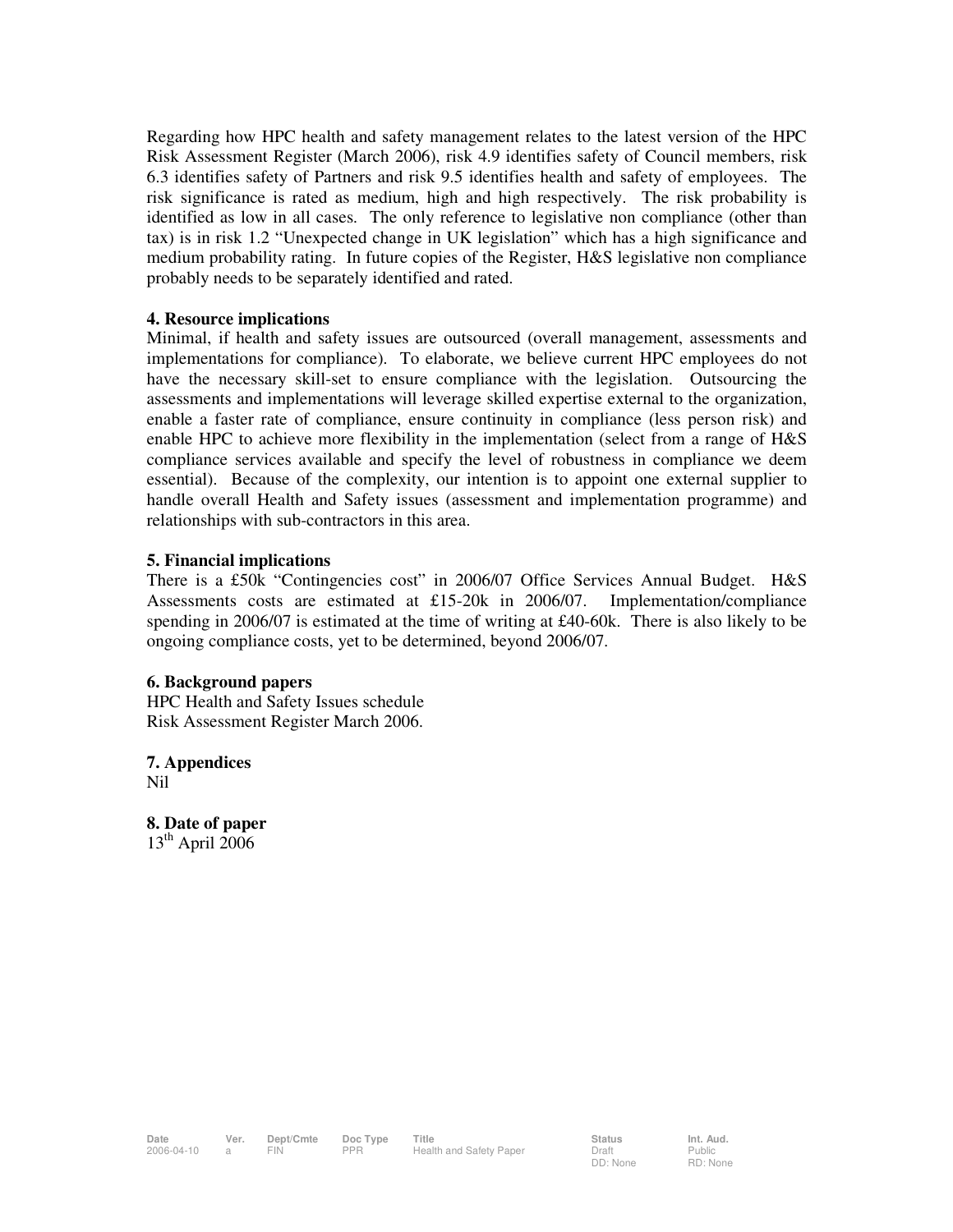Regarding how HPC health and safety management relates to the latest version of the HPC Risk Assessment Register (March 2006), risk 4.9 identifies safety of Council members, risk 6.3 identifies safety of Partners and risk 9.5 identifies health and safety of employees. The risk significance is rated as medium, high and high respectively. The risk probability is identified as low in all cases. The only reference to legislative non compliance (other than tax) is in risk 1.2 "Unexpected change in UK legislation" which has a high significance and medium probability rating. In future copies of the Register, H&S legislative non compliance probably needs to be separately identified and rated.

**4. Resource implications**

Minimal, if health and safety issues are outsourced (overall management, assessments and implementations for compliance). To elaborate, we believe current HPC employees do not have the necessary skill-set to ensure compliance with the legislation. Outsourcing the assessments and implementations will leverage skilled expertise external to the organization, enable a faster rate of compliance, ensure continuity in compliance (less person risk) and enable HPC to achieve more flexibility in the implementation (select from a range of H&S compliance services available and specify the level of robustness in compliance we deem essential). Because of the complexity, our intention is to appoint one external supplier to handle overall Health and Safety issues (assessment and implementation programme) and relationships with sub-contractors in this area.

**5. Financial implications**

There is a £50k "Contingencies cost" in 2006/07 Office Services Annual Budget. H&S Assessments costs are estimated at £15-20k in 2006/07. Implementation/compliance spending in 2006/07 is estimated at the time of writing at £40-60k. There is also likely to be ongoing compliance costs, yet to be determined, beyond 2006/07.

**6. Background papers**

HPC Health and Safety Issues schedule
Risk Assessment Register March 2006.

**7. Appendices**

Nil

**8. Date of paper**

13th April 2006